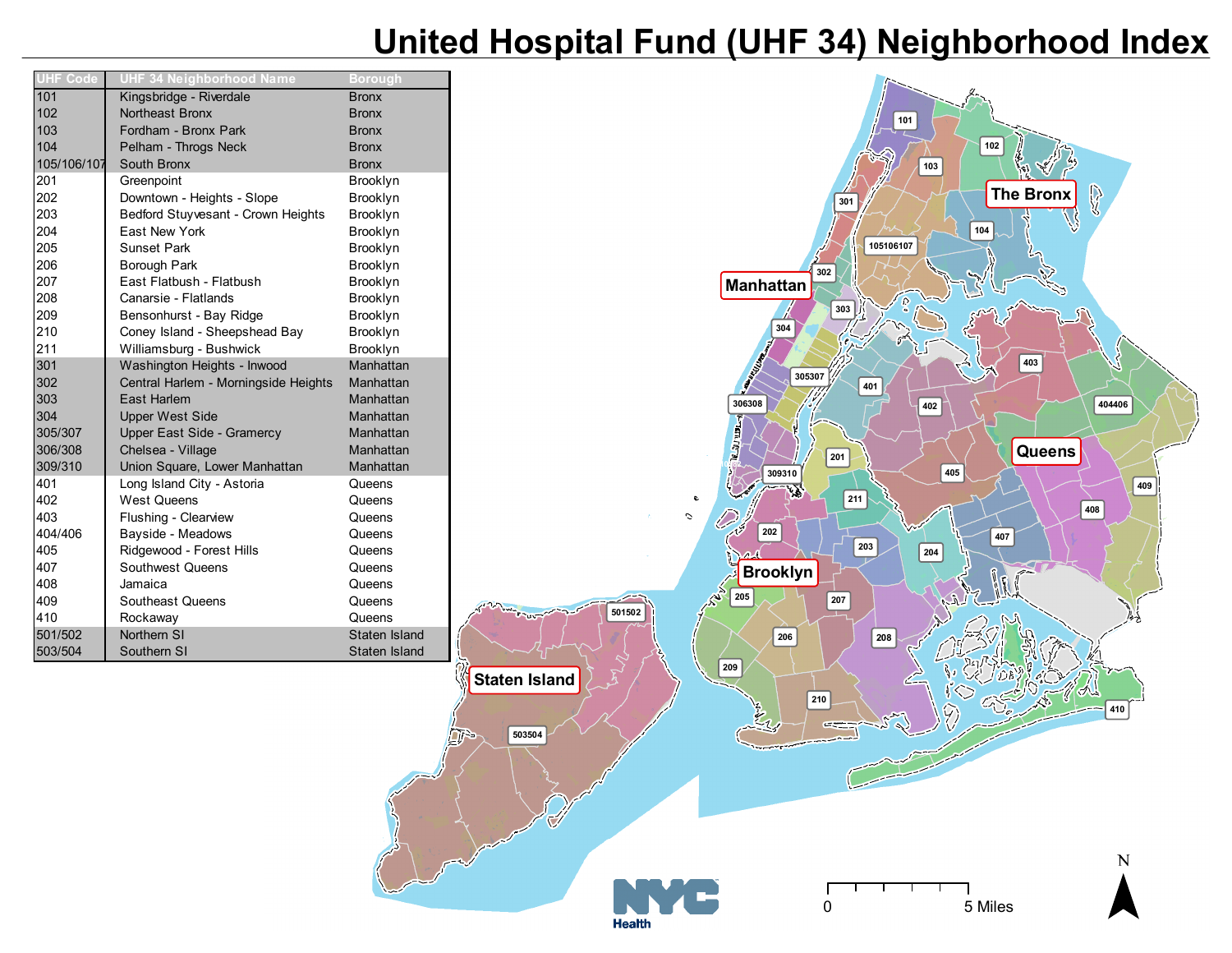# United Hospital Fund (UHF 34) Neighborhood Index

| UHF Code | UHF 34 Neighborhood Name | Borough |
|---|---|---|
| 101 | Kingsbridge - Riverdale | Bronx |
| 102 | Northeast Bronx | Bronx |
| 103 | Fordham - Bronx Park | Bronx |
| 104 | Pelham - Throgs Neck | Bronx |
| 105/106/107 | South Bronx | Bronx |
| 201 | Greenpoint | Brooklyn |
| 202 | Downtown - Heights - Slope | Brooklyn |
| 203 | Bedford Stuyvesant - Crown Heights | Brooklyn |
| 204 | East New York | Brooklyn |
| 205 | Sunset Park | Brooklyn |
| 206 | Borough Park | Brooklyn |
| 207 | East Flatbush - Flatbush | Brooklyn |
| 208 | Canarsie - Flatlands | Brooklyn |
| 209 | Bensonhurst - Bay Ridge | Brooklyn |
| 210 | Coney Island - Sheepshead Bay | Brooklyn |
| 211 | Williamsburg - Bushwick | Brooklyn |
| 301 | Washington Heights - Inwood | Manhattan |
| 302 | Central Harlem - Morningside Heights | Manhattan |
| 303 | East Harlem | Manhattan |
| 304 | Upper West Side | Manhattan |
| 305/307 | Upper East Side - Gramercy | Manhattan |
| 306/308 | Chelsea - Village | Manhattan |
| 309/310 | Union Square, Lower Manhattan | Manhattan |
| 401 | Long Island City - Astoria | Queens |
| 402 | West Queens | Queens |
| 403 | Flushing - Clearview | Queens |
| 404/406 | Bayside - Meadows | Queens |
| 405 | Ridgewood - Forest Hills | Queens |
| 407 | Southwest Queens | Queens |
| 408 | Jamaica | Queens |
| 409 | Southeast Queens | Queens |
| 410 | Rockaway | Queens |
| 501/502 | Northern SI | Staten Island |
| 503/504 | Southern SI | Staten Island |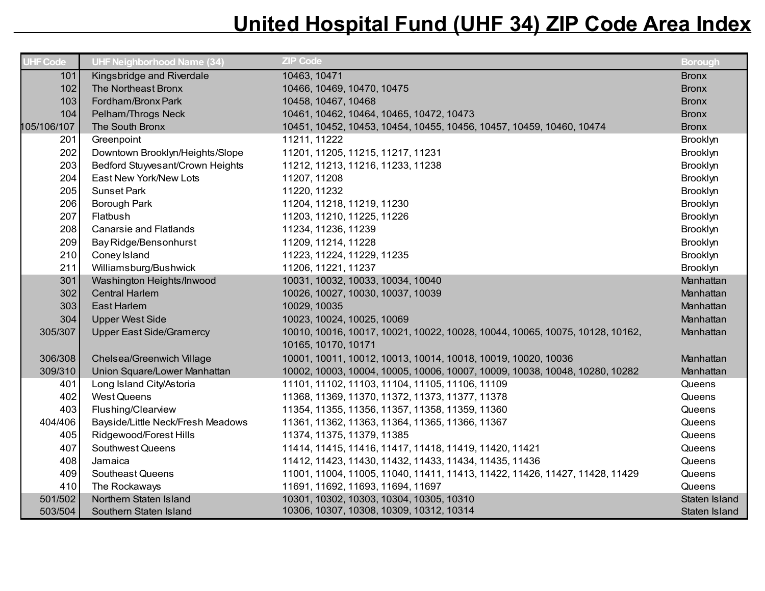# United Hospital Fund (UHF 34) ZIP Code Area Index

| UHF Code | UHF Neighborhood Name (34) | ZIP Code | Borough |
|---|---|---|---|
| 101 | Kingsbridge and Riverdale | 10463, 10471 | Bronx |
| 102 | The Northeast Bronx | 10466, 10469, 10470, 10475 | Bronx |
| 103 | Fordham/Bronx Park | 10458, 10467, 10468 | Bronx |
| 104 | Pelham/Throgs Neck | 10461, 10462, 10464, 10465, 10472, 10473 | Bronx |
| 105/106/107 | The South Bronx | 10451, 10452, 10453, 10454, 10455, 10456, 10457, 10459, 10460, 10474 | Bronx |
| 201 | Greenpoint | 11211, 11222 | Brooklyn |
| 202 | Downtown Brooklyn/Heights/Slope | 11201, 11205, 11215, 11217, 11231 | Brooklyn |
| 203 | Bedford Stuyvesant/Crown Heights | 11212, 11213, 11216, 11233, 11238 | Brooklyn |
| 204 | East New York/New Lots | 11207, 11208 | Brooklyn |
| 205 | Sunset Park | 11220, 11232 | Brooklyn |
| 206 | Borough Park | 11204, 11218, 11219, 11230 | Brooklyn |
| 207 | Flatbush | 11203, 11210, 11225, 11226 | Brooklyn |
| 208 | Canarsie and Flatlands | 11234, 11236, 11239 | Brooklyn |
| 209 | Bay Ridge/Bensonhurst | 11209, 11214, 11228 | Brooklyn |
| 210 | Coney Island | 11223, 11224, 11229, 11235 | Brooklyn |
| 211 | Williamsburg/Bushwick | 11206, 11221, 11237 | Brooklyn |
| 301 | Washington Heights/Inwood | 10031, 10032, 10033, 10034, 10040 | Manhattan |
| 302 | Central Harlem | 10026, 10027, 10030, 10037, 10039 | Manhattan |
| 303 | East Harlem | 10029, 10035 | Manhattan |
| 304 | Upper West Side | 10023, 10024, 10025, 10069 | Manhattan |
| 305/307 | Upper East Side/Gramercy | 10010, 10016, 10017, 10021, 10022, 10028, 10044, 10065, 10075, 10128, 10162, 10165, 10170, 10171 | Manhattan |
| 306/308 | Chelsea/Greenwich Village | 10001, 10011, 10012, 10013, 10014, 10018, 10019, 10020, 10036 | Manhattan |
| 309/310 | Union Square/Lower Manhattan | 10002, 10003, 10004, 10005, 10006, 10007, 10009, 10038, 10048, 10280, 10282 | Manhattan |
| 401 | Long Island City/Astoria | 11101, 11102, 11103, 11104, 11105, 11106, 11109 | Queens |
| 402 | West Queens | 11368, 11369, 11370, 11372, 11373, 11377, 11378 | Queens |
| 403 | Flushing/Clearview | 11354, 11355, 11356, 11357, 11358, 11359, 11360 | Queens |
| 404/406 | Bayside/Little Neck/Fresh Meadows | 11361, 11362, 11363, 11364, 11365, 11366, 11367 | Queens |
| 405 | Ridgewood/Forest Hills | 11374, 11375, 11379, 11385 | Queens |
| 407 | Southwest Queens | 11414, 11415, 11416, 11417, 11418, 11419, 11420, 11421 | Queens |
| 408 | Jamaica | 11412, 11423, 11430, 11432, 11433, 11434, 11435, 11436 | Queens |
| 409 | Southeast Queens | 11001, 11004, 11005, 11040, 11411, 11413, 11422, 11426, 11427, 11428, 11429 | Queens |
| 410 | The Rockaways | 11691, 11692, 11693, 11694, 11697 | Queens |
| 501/502 | Northern Staten Island | 10301, 10302, 10303, 10304, 10305, 10310 | Staten Island |
| 503/504 | Southern Staten Island | 10306, 10307, 10308, 10309, 10312, 10314 | Staten Island |